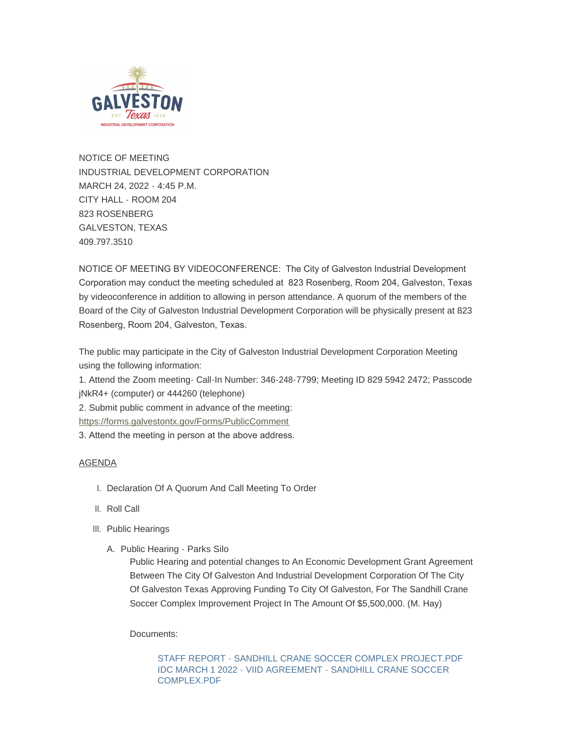NOTICE OF MEETING
INDUSTRIAL DEVELOPMENT CORPORATION
MARCH 24, 2022 - 4:45 P.M.
CITY HALL - ROOM 204
823 ROSENBERG
GALVESTON, TEXAS
409.797.3510

NOTICE OF MEETING BY VIDEOCONFERENCE: The City of Galveston Industrial Development Corporation may conduct the meeting scheduled at 823 Rosenberg, Room 204, Galveston, Texas by videoconference in addition to allowing in person attendance. A quorum of the members of the Board of the City of Galveston Industrial Development Corporation will be physically present at 823 Rosenberg, Room 204, Galveston, Texas.

The public may participate in the City of Galveston Industrial Development Corporation Meeting using the following information:

1. Attend the Zoom meeting- Call-In Number: 346-248-7799; Meeting ID 829 5942 2472; Passcode jNkR4+ (computer) or 444260 (telephone)
2. Submit public comment in advance of the meeting: https://forms.galvestontx.gov/Forms/PublicComment
3. Attend the meeting in person at the above address.

AGENDA

I. Declaration Of A Quorum And Call Meeting To Order

II. Roll Call

III. Public Hearings

A. Public Hearing - Parks Silo

Public Hearing and potential changes to An Economic Development Grant Agreement Between The City Of Galveston And Industrial Development Corporation Of The City Of Galveston Texas Approving Funding To City Of Galveston, For The Sandhill Crane Soccer Complex Improvement Project In The Amount Of $5,500,000. (M. Hay)

Documents:

STAFF REPORT - SANDHILL CRANE SOCCER COMPLEX PROJECT.PDF
IDC MARCH 1 2022 - VIID AGREEMENT - SANDHILL CRANE SOCCER COMPLEX.PDF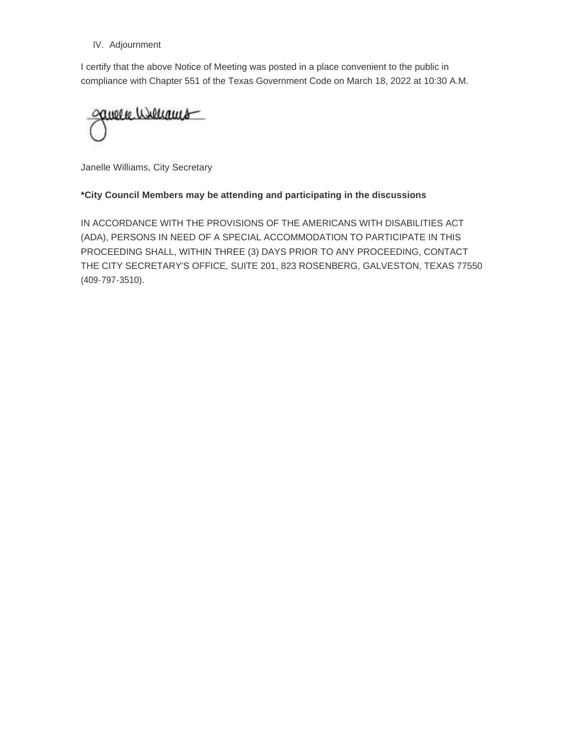IV. Adjournment

I certify that the above Notice of Meeting was posted in a place convenient to the public in compliance with Chapter 551 of the Texas Government Code on March 18, 2022 at 10:30 A.M.

Janelle Williams, City Secretary

**\*City Council Members may be attending and participating in the discussions**

IN ACCORDANCE WITH THE PROVISIONS OF THE AMERICANS WITH DISABILITIES ACT (ADA), PERSONS IN NEED OF A SPECIAL ACCOMMODATION TO PARTICIPATE IN THIS PROCEEDING SHALL, WITHIN THREE (3) DAYS PRIOR TO ANY PROCEEDING, CONTACT THE CITY SECRETARY'S OFFICE, SUITE 201, 823 ROSENBERG, GALVESTON, TEXAS 77550 (409-797-3510).